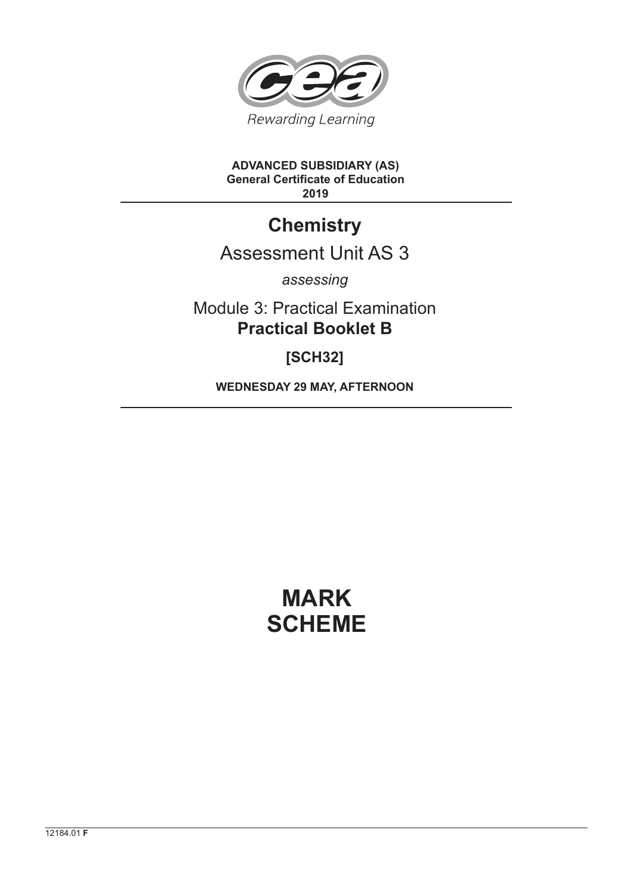Rewarding Learning

**ADVANCED SUBSIDIARY (AS)**
**General Certificate of Education**
**2019**

# Chemistry

## Assessment Unit AS 3

*assessing*

## Module 3: Practical Examination
## **Practical Booklet B**

**[SCH32]**

**WEDNESDAY 29 MAY, AFTERNOON**

# MARK SCHEME

12184.01 **F**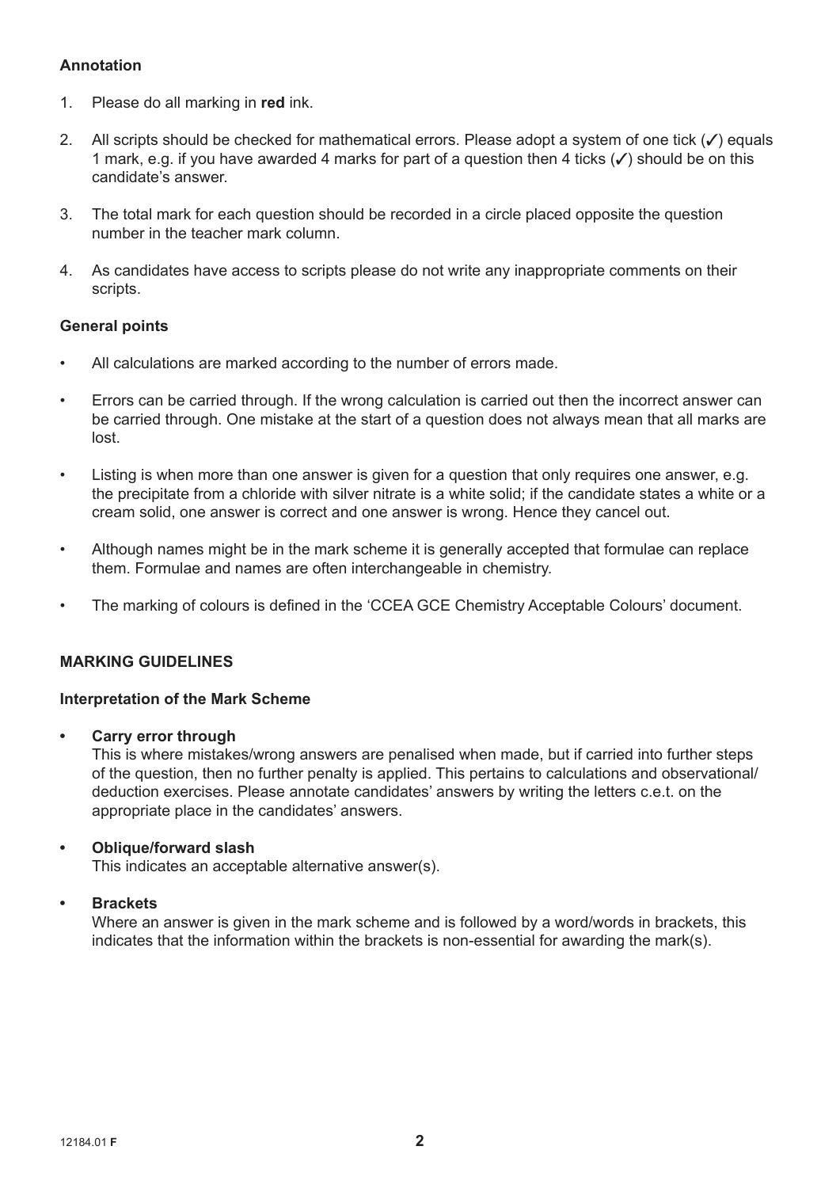### Annotation

1. Please do all marking in **red** ink.
2. All scripts should be checked for mathematical errors. Please adopt a system of one tick (✓) equals 1 mark, e.g. if you have awarded 4 marks for part of a question then 4 ticks (✓) should be on this candidate's answer.
3. The total mark for each question should be recorded in a circle placed opposite the question number in the teacher mark column.
4. As candidates have access to scripts please do not write any inappropriate comments on their scripts.

### General points

- All calculations are marked according to the number of errors made.
- Errors can be carried through. If the wrong calculation is carried out then the incorrect answer can be carried through. One mistake at the start of a question does not always mean that all marks are lost.
- Listing is when more than one answer is given for a question that only requires one answer, e.g. the precipitate from a chloride with silver nitrate is a white solid; if the candidate states a white or a cream solid, one answer is correct and one answer is wrong. Hence they cancel out.
- Although names might be in the mark scheme it is generally accepted that formulae can replace them. Formulae and names are often interchangeable in chemistry.
- The marking of colours is defined in the 'CCEA GCE Chemistry Acceptable Colours' document.

### MARKING GUIDELINES

### Interpretation of the Mark Scheme

- **Carry error through**
  This is where mistakes/wrong answers are penalised when made, but if carried into further steps of the question, then no further penalty is applied. This pertains to calculations and observational/deduction exercises. Please annotate candidates' answers by writing the letters c.e.t. on the appropriate place in the candidates' answers.

- **Oblique/forward slash**
  This indicates an acceptable alternative answer(s).

- **Brackets**
  Where an answer is given in the mark scheme and is followed by a word/words in brackets, this indicates that the information within the brackets is non-essential for awarding the mark(s).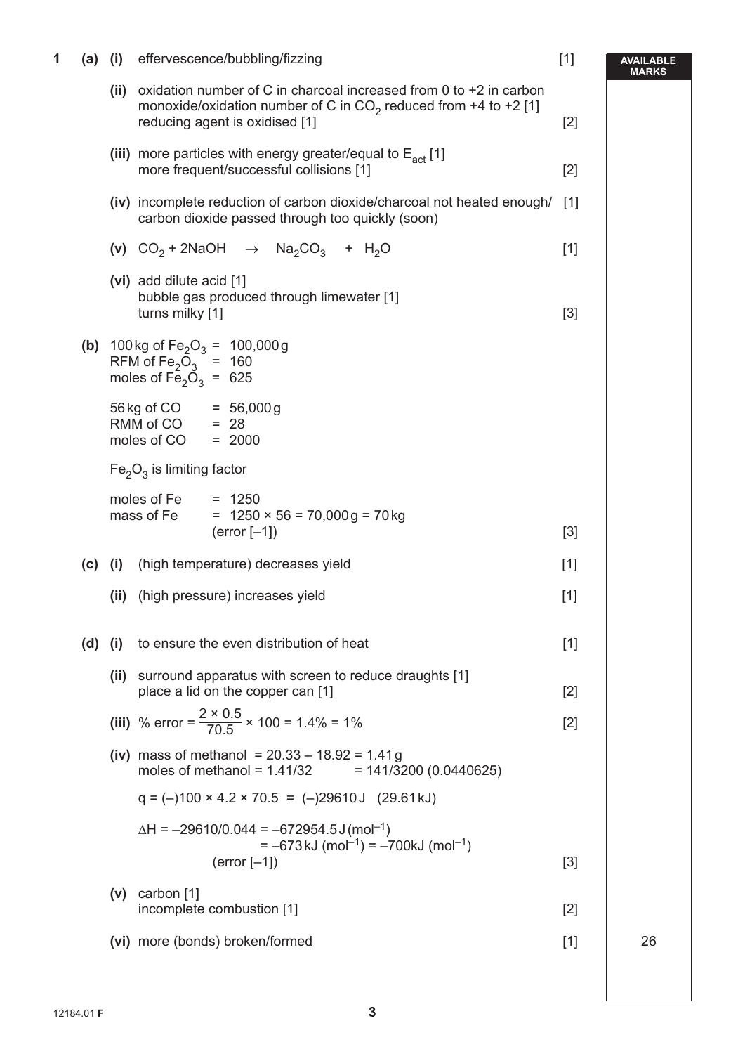| | | | | AVAILABLE MARKS |
|---|---|---|---|---|
| **1** | **(a)** | **(i)** effervescence/bubbling/fizzing | [1] | |
| | | **(ii)** oxidation number of C in charcoal increased from 0 to +2 in carbon monoxide/oxidation number of C in $CO_2$ reduced from +4 to +2 [1]<br>reducing agent is oxidised [1] | [2] | |
| | | **(iii)** more particles with energy greater/equal to $E_{act}$ [1]<br>more frequent/successful collisions [1] | [2] | |
| | | **(iv)** incomplete reduction of carbon dioxide/charcoal not heated enough/ carbon dioxide passed through too quickly (soon) | [1] | |
| | | **(v)** $CO_2 + 2NaOH \rightarrow Na_2CO_3 + H_2O$ | [1] | |
| | | **(vi)** add dilute acid [1]<br>bubble gas produced through limewater [1]<br>turns milky [1] | [3] | |
| | **(b)** | 100 kg of $Fe_2O_3$ = 100,000 g<br>RFM of $Fe_2O_3$ = 160<br>moles of $Fe_2O_3$ = 625<br><br>56 kg of CO = 56,000 g<br>RMM of CO = 28<br>moles of CO = 2000<br><br>$Fe_2O_3$ is limiting factor<br><br>moles of Fe = 1250<br>mass of Fe = 1250 × 56 = 70,000 g = 70 kg<br>(error [–1]) | [3] | |
| | **(c)** | **(i)** (high temperature) decreases yield | [1] | |
| | | **(ii)** (high pressure) increases yield | [1] | |
| | **(d)** | **(i)** to ensure the even distribution of heat | [1] | |
| | | **(ii)** surround apparatus with screen to reduce draughts [1]<br>place a lid on the copper can [1] | [2] | |
| | | **(iii)** % error = $\frac{2 \times 0.5}{70.5} \times 100 = 1.4\% = 1\%$ | [2] | |
| | | **(iv)** mass of methanol = 20.33 – 18.92 = 1.41 g<br>moles of methanol = 1.41/32 = 141/3200 (0.0440625)<br><br>q = (–)100 × 4.2 × 70.5 = (–)29610 J (29.61 kJ)<br><br>$\Delta H = -29610/0.044 = -672954.5$ J (mol$^{-1}$)<br>= –673 kJ (mol$^{-1}$) = –700 kJ (mol$^{-1}$)<br>(error [–1]) | [3] | |
| | | **(v)** carbon [1]<br>incomplete combustion [1] | [2] | |
| | | **(vi)** more (bonds) broken/formed | [1] | 26 |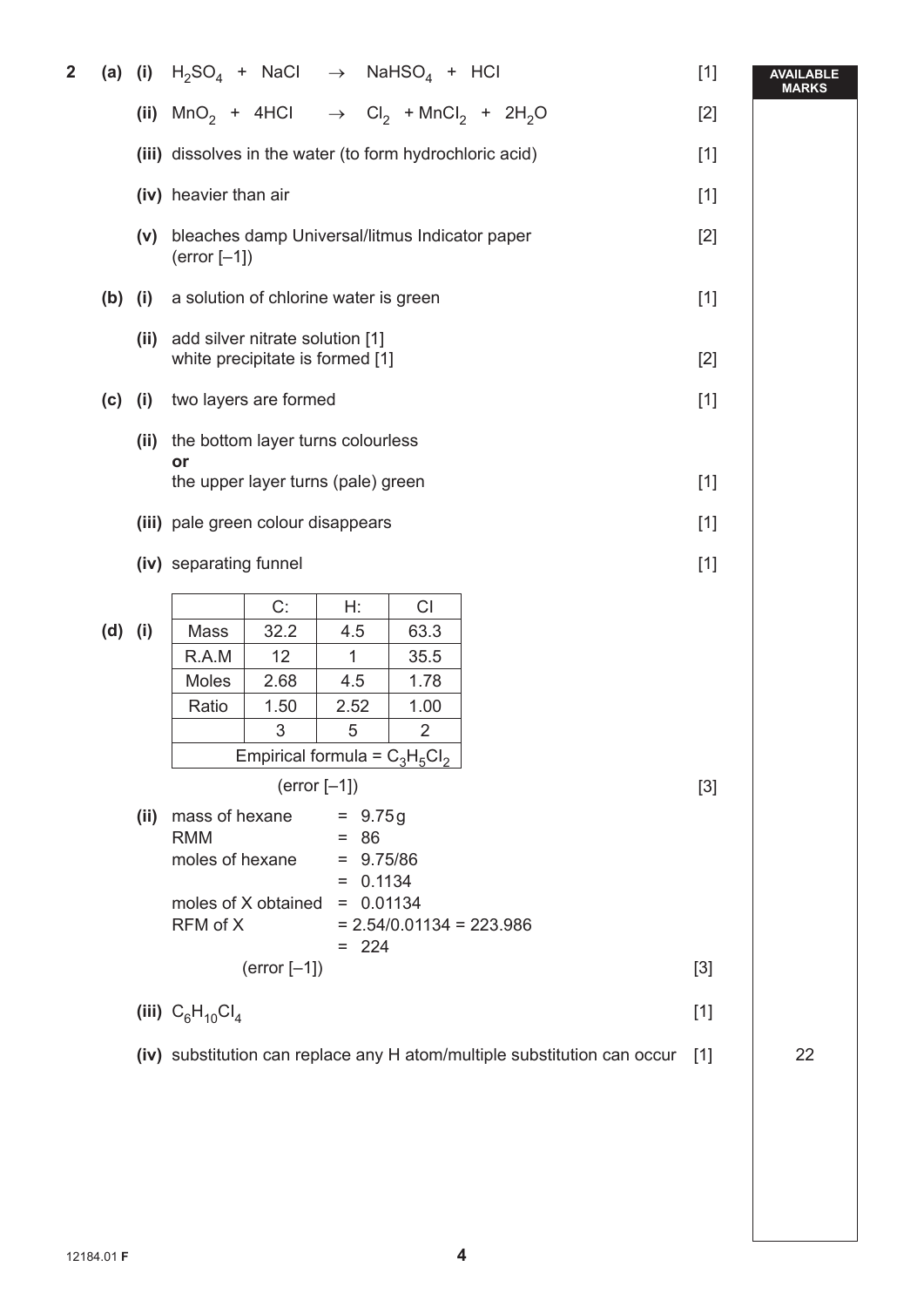**2 (a) (i)** $H_2SO_4 + NaCl \rightarrow NaHSO_4 + HCl$ [1]

**AVAILABLE MARKS**

**(ii)** $MnO_2 + 4HCl \rightarrow Cl_2 + MnCl_2 + 2H_2O$ [2]

**(iii)** dissolves in the water (to form hydrochloric acid) [1]

**(iv)** heavier than air [1]

**(v)** bleaches damp Universal/litmus Indicator paper (error [–1]) [2]

**(b) (i)** a solution of chlorine water is green [1]

**(ii)** add silver nitrate solution [1]
white precipitate is formed [1] [2]

**(c) (i)** two layers are formed [1]

**(ii)** the bottom layer turns colourless
**or**
the upper layer turns (pale) green [1]

**(iii)** pale green colour disappears [1]

**(iv)** separating funnel [1]

**(d) (i)**

| | C: | H: | Cl |
|---|---|---|---|
| Mass | 32.2 | 4.5 | 63.3 |
| R.A.M | 12 | 1 | 35.5 |
| Moles | 2.68 | 4.5 | 1.78 |
| Ratio | 1.50 | 2.52 | 1.00 |
| | 3 | 5 | 2 |
| Empirical formula = $C_3H_5Cl_2$ | | | |

(error [–1]) [3]

**(ii)** mass of hexane = 9.75 g
RMM = 86
moles of hexane = 9.75/86
= 0.1134
moles of X obtained = 0.01134
RFM of X = 2.54/0.01134 = 223.986
= 224

(error [–1]) [3]

**(iii)** $C_6H_{10}Cl_4$ [1]

**(iv)** substitution can replace any H atom/multiple substitution can occur [1]

22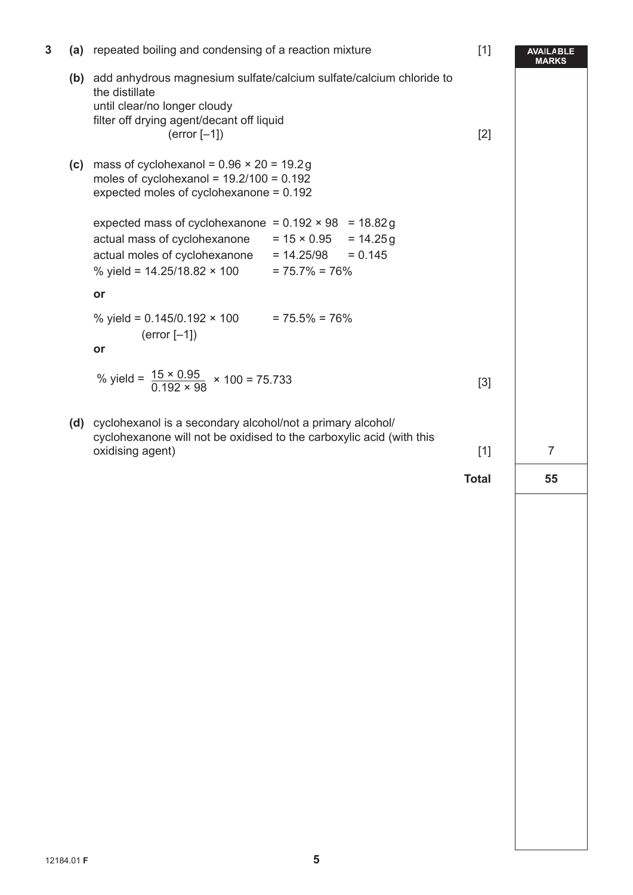| | | | | AVAILABLE MARKS |
|---|---|---|---|---|
| **3** | **(a)** | repeated boiling and condensing of a reaction mixture | [1] | |
| | **(b)** | add anhydrous magnesium sulfate/calcium sulfate/calcium chloride to the distillate<br>until clear/no longer cloudy<br>filter off drying agent/decant off liquid<br>(error [–1]) | [2] | |
| | **(c)** | mass of cyclohexanol = $0.96 \times 20 = 19.2$ g<br>moles of cyclohexanol = $19.2/100 = 0.192$<br>expected moles of cyclohexanone = 0.192<br><br>expected mass of cyclohexanone = $0.192 \times 98$ = 18.82 g<br>actual mass of cyclohexanone = $15 \times 0.95$ = 14.25 g<br>actual moles of cyclohexanone = $14.25/98$ = 0.145<br>% yield = $14.25/18.82 \times 100$ = 75.7% = 76%<br><br>**or**<br><br>% yield = $0.145/0.192 \times 100$ = 75.5% = 76%<br>(error [–1])<br><br>**or**<br><br>% yield = $\frac{15 \times 0.95}{0.192 \times 98} \times 100 = 75.733$ | [3] | |
| | **(d)** | cyclohexanol is a secondary alcohol/not a primary alcohol/<br>cyclohexanone will not be oxidised to the carboxylic acid (with this oxidising agent) | [1] | 7 |
| | | | **Total** | **55** |